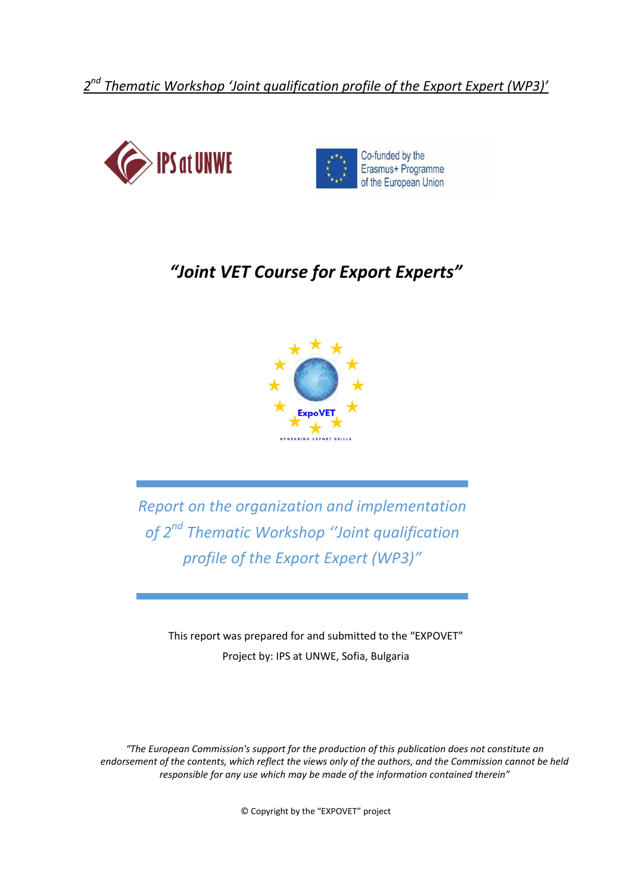*2nd Thematic Workshop 'Joint qualification profile of the Export Expert (WP3)'*

IPS at UNWE

Co-funded by the Erasmus+ Programme of the European Union

# *"Joint VET Course for Export Experts"*

ExpoVET

UPGRADING EXPORT SKILLS

## *Report on the organization and implementation of 2nd Thematic Workshop "Joint qualification profile of the Export Expert (WP3)"*

This report was prepared for and submitted to the "EXPOVET" Project by: IPS at UNWE, Sofia, Bulgaria

*"The European Commission's support for the production of this publication does not constitute an endorsement of the contents, which reflect the views only of the authors, and the Commission cannot be held responsible for any use which may be made of the information contained therein"*

© Copyright by the "EXPOVET" project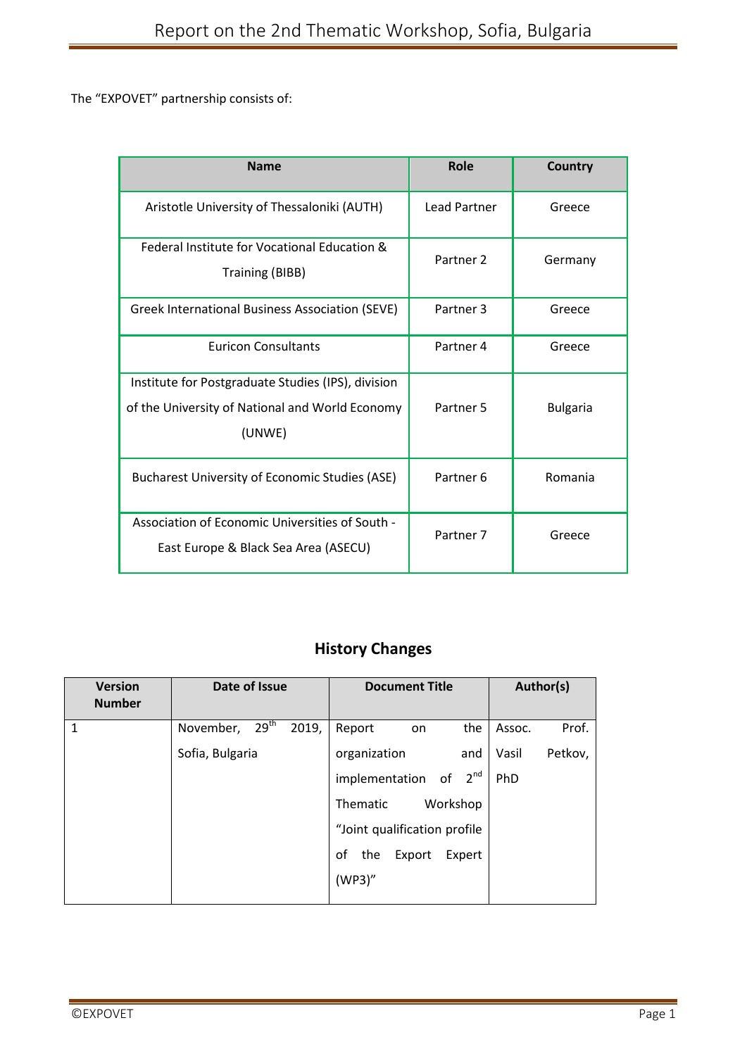The "EXPOVET" partnership consists of:

| Name | Role | Country |
|---|---|---|
| Aristotle University of Thessaloniki (AUTH) | Lead Partner | Greece |
| Federal Institute for Vocational Education & Training (BIBB) | Partner 2 | Germany |
| Greek International Business Association (SEVE) | Partner 3 | Greece |
| Euricon Consultants | Partner 4 | Greece |
| Institute for Postgraduate Studies (IPS), division of the University of National and World Economy (UNWE) | Partner 5 | Bulgaria |
| Bucharest University of Economic Studies (ASE) | Partner 6 | Romania |
| Association of Economic Universities of South - East Europe & Black Sea Area (ASECU) | Partner 7 | Greece |

## History Changes

| Version Number | Date of Issue | Document Title | Author(s) |
|---|---|---|---|
| 1 | November, 29th 2019, Sofia, Bulgaria | Report on the organization and implementation of 2nd Thematic Workshop "Joint qualification profile of the Export Expert (WP3)" | Assoc. Prof. Vasil Petkov, PhD |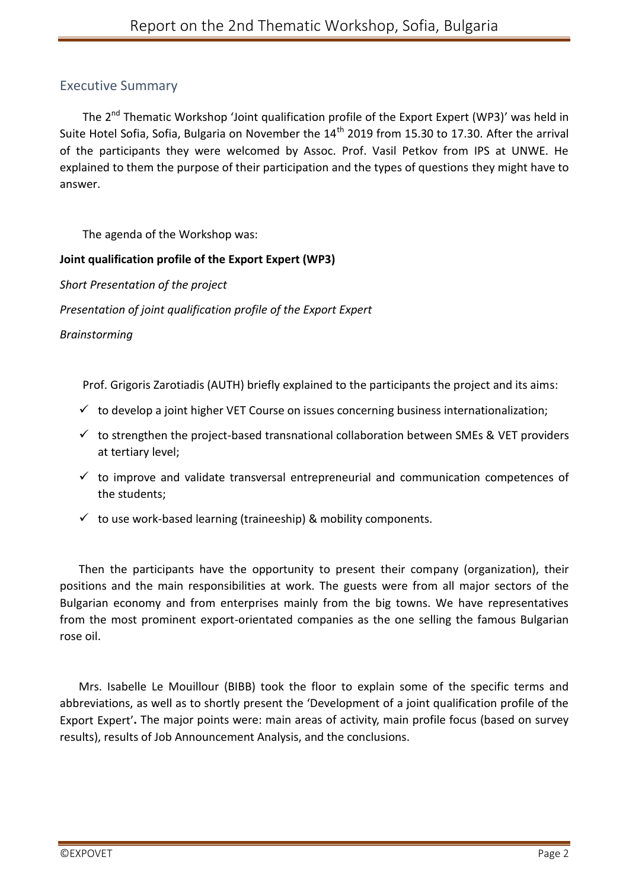## Executive Summary

The 2nd Thematic Workshop 'Joint qualification profile of the Export Expert (WP3)' was held in Suite Hotel Sofia, Sofia, Bulgaria on November the 14th 2019 from 15.30 to 17.30. After the arrival of the participants they were welcomed by Assoc. Prof. Vasil Petkov from IPS at UNWE. He explained to them the purpose of their participation and the types of questions they might have to answer.

The agenda of the Workshop was:

**Joint qualification profile of the Export Expert (WP3)**

*Short Presentation of the project*

*Presentation of joint qualification profile of the Export Expert*

*Brainstorming*

Prof. Grigoris Zarotiadis (AUTH) briefly explained to the participants the project and its aims:

- ✓ to develop a joint higher VET Course on issues concerning business internationalization;
- ✓ to strengthen the project-based transnational collaboration between SMEs & VET providers at tertiary level;
- ✓ to improve and validate transversal entrepreneurial and communication competences of the students;
- ✓ to use work-based learning (traineeship) & mobility components.

Then the participants have the opportunity to present their company (organization), their positions and the main responsibilities at work. The guests were from all major sectors of the Bulgarian economy and from enterprises mainly from the big towns. We have representatives from the most prominent export-orientated companies as the one selling the famous Bulgarian rose oil.

Mrs. Isabelle Le Mouillour (BIBB) took the floor to explain some of the specific terms and abbreviations, as well as to shortly present the 'Development of a joint qualification profile of the Export Expert'**.** The major points were: main areas of activity, main profile focus (based on survey results), results of Job Announcement Analysis, and the conclusions.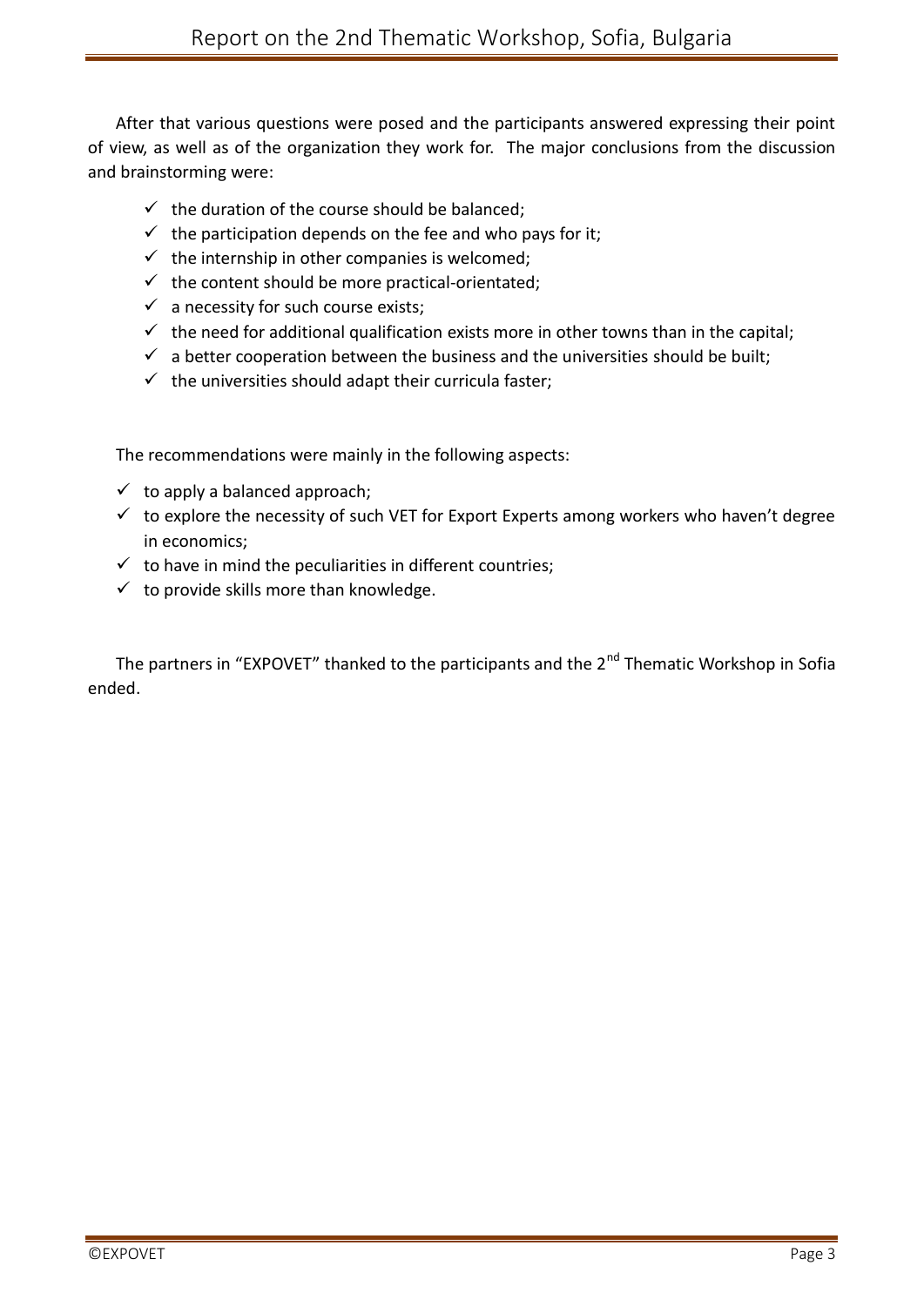After that various questions were posed and the participants answered expressing their point of view, as well as of the organization they work for. The major conclusions from the discussion and brainstorming were:

- ✓ the duration of the course should be balanced;
- ✓ the participation depends on the fee and who pays for it;
- ✓ the internship in other companies is welcomed;
- ✓ the content should be more practical-orientated;
- ✓ a necessity for such course exists;
- ✓ the need for additional qualification exists more in other towns than in the capital;
- ✓ a better cooperation between the business and the universities should be built;
- ✓ the universities should adapt their curricula faster;

The recommendations were mainly in the following aspects:

- ✓ to apply a balanced approach;
- ✓ to explore the necessity of such VET for Export Experts among workers who haven't degree in economics;
- ✓ to have in mind the peculiarities in different countries;
- ✓ to provide skills more than knowledge.

The partners in "EXPOVET" thanked to the participants and the 2nd Thematic Workshop in Sofia ended.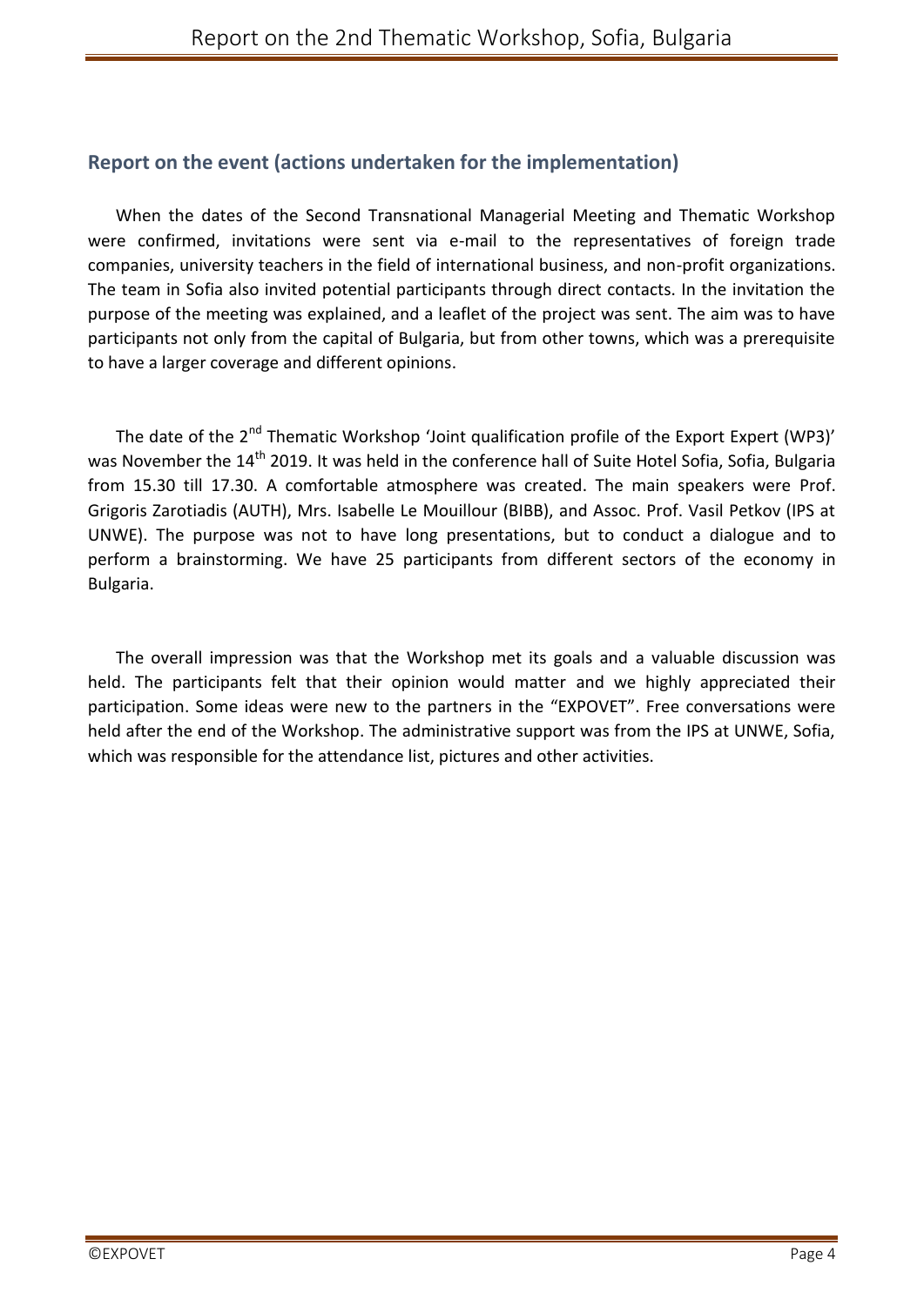## Report on the event (actions undertaken for the implementation)

When the dates of the Second Transnational Managerial Meeting and Thematic Workshop were confirmed, invitations were sent via e-mail to the representatives of foreign trade companies, university teachers in the field of international business, and non-profit organizations. The team in Sofia also invited potential participants through direct contacts. In the invitation the purpose of the meeting was explained, and a leaflet of the project was sent. The aim was to have participants not only from the capital of Bulgaria, but from other towns, which was a prerequisite to have a larger coverage and different opinions.

The date of the 2nd Thematic Workshop 'Joint qualification profile of the Export Expert (WP3)' was November the 14th 2019. It was held in the conference hall of Suite Hotel Sofia, Sofia, Bulgaria from 15.30 till 17.30. A comfortable atmosphere was created. The main speakers were Prof. Grigoris Zarotiadis (AUTH), Mrs. Isabelle Le Mouillour (BIBB), and Assoc. Prof. Vasil Petkov (IPS at UNWE). The purpose was not to have long presentations, but to conduct a dialogue and to perform a brainstorming. We have 25 participants from different sectors of the economy in Bulgaria.

The overall impression was that the Workshop met its goals and a valuable discussion was held. The participants felt that their opinion would matter and we highly appreciated their participation. Some ideas were new to the partners in the "EXPOVET". Free conversations were held after the end of the Workshop. The administrative support was from the IPS at UNWE, Sofia, which was responsible for the attendance list, pictures and other activities.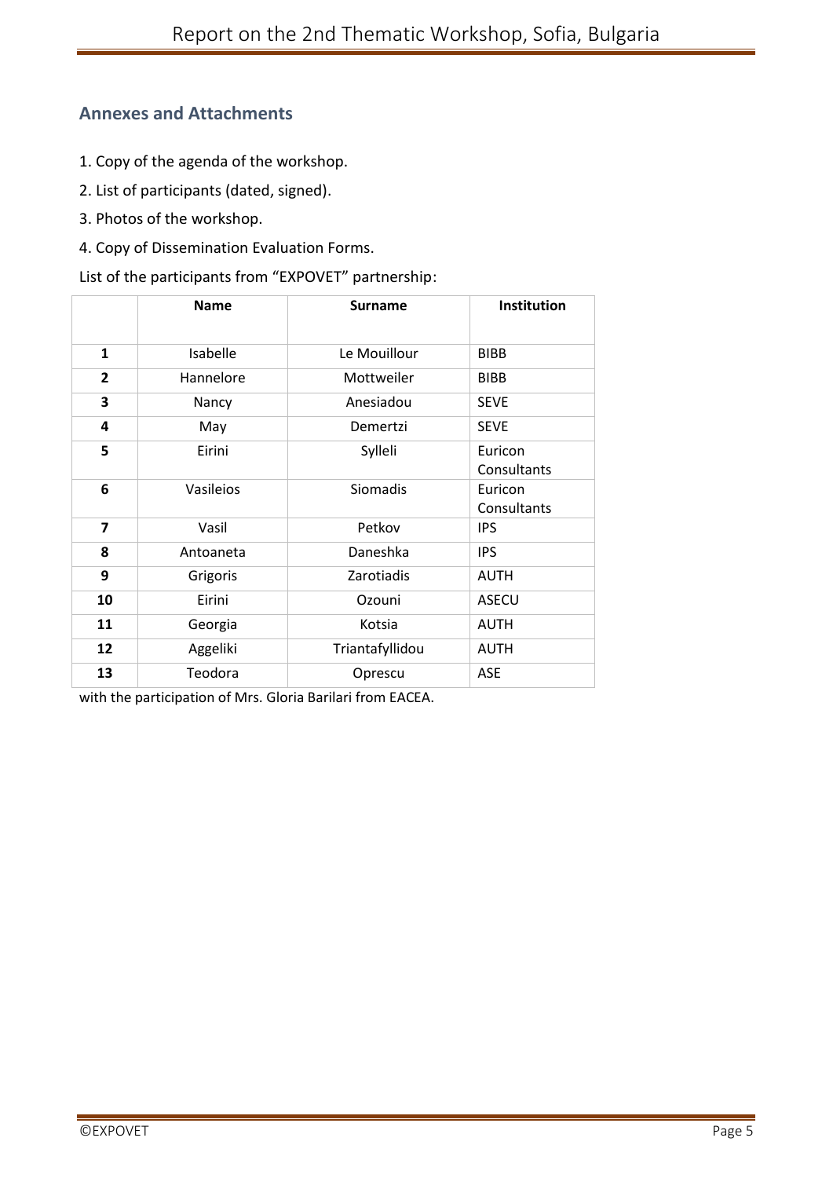## Annexes and Attachments

1. Copy of the agenda of the workshop.
2. List of participants (dated, signed).
3. Photos of the workshop.
4. Copy of Dissemination Evaluation Forms.

List of the participants from "EXPOVET" partnership:

| | Name | Surname | Institution |
|---|---|---|---|
| 1 | Isabelle | Le Mouillour | BIBB |
| 2 | Hannelore | Mottweiler | BIBB |
| 3 | Nancy | Anesiadou | SEVE |
| 4 | May | Demertzi | SEVE |
| 5 | Eirini | Sylleli | Euricon Consultants |
| 6 | Vasileios | Siomadis | Euricon Consultants |
| 7 | Vasil | Petkov | IPS |
| 8 | Antoaneta | Daneshka | IPS |
| 9 | Grigoris | Zarotiadis | AUTH |
| 10 | Eirini | Ozouni | ASECU |
| 11 | Georgia | Kotsia | AUTH |
| 12 | Aggeliki | Triantafyllidou | AUTH |
| 13 | Teodora | Oprescu | ASE |

with the participation of Mrs. Gloria Barilari from EACEA.